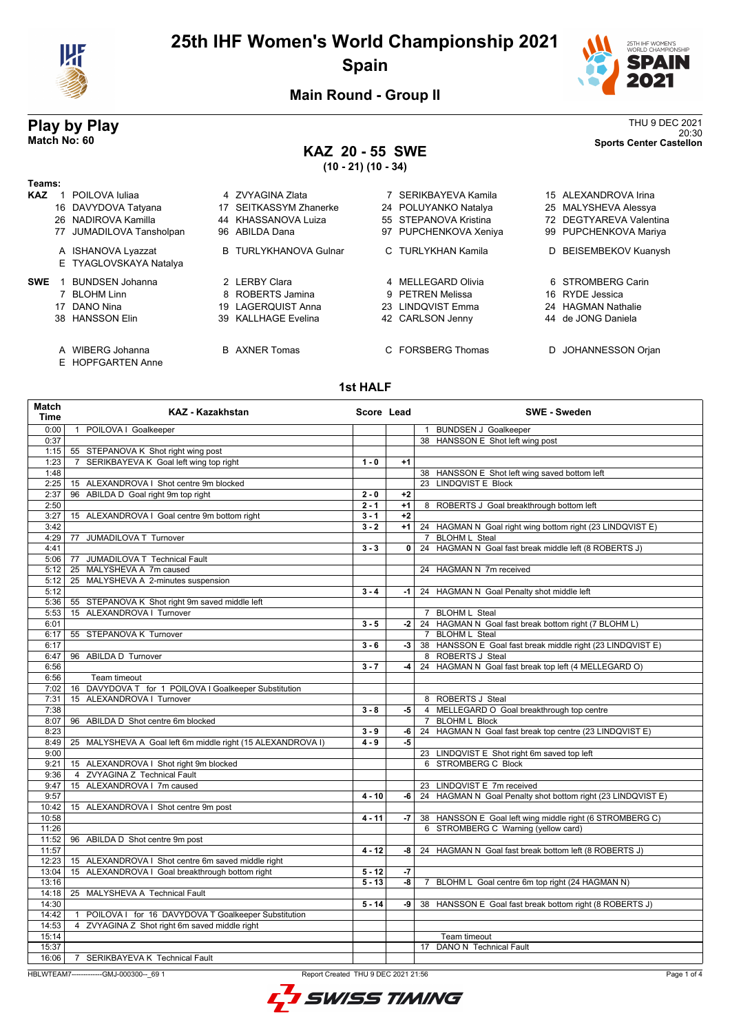# 25th IHF Women's World Championship 2021

## Spain

### Main Round - Group II

## Play by Play

**Match No: 60**

THU 9 DEC 2021
20:30
**Sports Center Castellon**

## KAZ 20 - 55 SWE

**(10 - 21) (10 - 34)**

**Teams:**

**KAZ**

| | | | |
|---|---|---|---|
| 1 POILOVA Iuliaa | 4 ZVYAGINA Zlata | 7 SERIKBAYEVA Kamila | 15 ALEXANDROVA Irina |
| 16 DAVYDOVA Tatyana | 17 SEITKASSYM Zhanerke | 24 POLUYANKO Natalya | 25 MALYSHEVA Alessya |
| 26 NADIROVA Kamilla | 44 KHASSANOVA Luiza | 55 STEPANOVA Kristina | 72 DEGTYAREVA Valentina |
| 77 JUMADILOVA Tansholpan | 96 ABILDA Dana | 97 PUPCHENKOVA Xeniya | 99 PUPCHENKOVA Mariya |
| A ISHANOVA Lyazzat | B TURLYKHANOVA Gulnar | C TURLYKHAN Kamila | D BEISEMBEKOV Kuanysh |
| E TYAGLOVSKAYA Natalya | | | |

**SWE**

| | | | |
|---|---|---|---|
| 1 BUNDSEN Johanna | 2 LERBY Clara | 4 MELLEGARD Olivia | 6 STROMBERG Carin |
| 7 BLOHM Linn | 8 ROBERTS Jamina | 9 PETREN Melissa | 16 RYDE Jessica |
| 17 DANO Nina | 19 LAGERQUIST Anna | 23 LINDQVIST Emma | 24 HAGMAN Nathalie |
| 38 HANSSON Elin | 39 KALLHAGE Evelina | 42 CARLSON Jenny | 44 de JONG Daniela |
| A WIBERG Johanna | B AXNER Tomas | C FORSBERG Thomas | D JOHANNESSON Orjan |
| E HOPFGARTEN Anne | | | |

### 1st HALF

| Match Time | KAZ - Kazakhstan | Score | Lead | SWE - Sweden |
|---|---|---|---|---|
| 0:00 | 1 POILOVA I Goalkeeper | | | 1 BUNDSEN J Goalkeeper |
| 0:37 | | | | 38 HANSSON E Shot left wing post |
| 1:15 | 55 STEPANOVA K Shot right wing post | | | |
| 1:23 | 7 SERIKBAYEVA K Goal left wing top right | 1 - 0 | +1 | |
| 1:48 | | | | 38 HANSSON E Shot left wing saved bottom left |
| 2:25 | 15 ALEXANDROVA I Shot centre 9m blocked | | | 23 LINDQVIST E Block |
| 2:37 | 96 ABILDA D Goal right 9m top right | 2 - 0 | +2 | |
| 2:50 | | 2 - 1 | +1 | 8 ROBERTS J Goal breakthrough bottom left |
| 3:27 | 15 ALEXANDROVA I Goal centre 9m bottom right | 3 - 1 | +2 | |
| 3:42 | | 3 - 2 | +1 | 24 HAGMAN N Goal right wing bottom right (23 LINDQVIST E) |
| 4:29 | 77 JUMADILOVA T Turnover | | | 7 BLOHM L Steal |
| 4:41 | | 3 - 3 | 0 | 24 HAGMAN N Goal fast break middle left (8 ROBERTS J) |
| 5:06 | 77 JUMADILOVA T Technical Fault | | | |
| 5:12 | 25 MALYSHEVA A 7m caused | | | 24 HAGMAN N 7m received |
| 5:12 | 25 MALYSHEVA A 2-minutes suspension | | | |
| 5:12 | | 3 - 4 | -1 | 24 HAGMAN N Goal Penalty shot middle left |
| 5:36 | 55 STEPANOVA K Shot right 9m saved middle left | | | |
| 5:53 | 15 ALEXANDROVA I Turnover | | | 7 BLOHM L Steal |
| 6:01 | | 3 - 5 | -2 | 24 HAGMAN N Goal fast break bottom right (7 BLOHM L) |
| 6:17 | 55 STEPANOVA K Turnover | | | 7 BLOHM L Steal |
| 6:17 | | 3 - 6 | -3 | 38 HANSSON E Goal fast break middle right (23 LINDQVIST E) |
| 6:47 | 96 ABILDA D Turnover | | | 8 ROBERTS J Steal |
| 6:56 | | 3 - 7 | -4 | 24 HAGMAN N Goal fast break top left (4 MELLEGARD O) |
| 6:56 | Team timeout | | | |
| 7:02 | 16 DAVYDOVA T for 1 POILOVA I Goalkeeper Substitution | | | |
| 7:31 | 15 ALEXANDROVA I Turnover | | | 8 ROBERTS J Steal |
| 7:38 | | 3 - 8 | -5 | 4 MELLEGARD O Goal breakthrough top centre |
| 8:07 | 96 ABILDA D Shot centre 6m blocked | | | 7 BLOHM L Block |
| 8:23 | | 3 - 9 | -6 | 24 HAGMAN N Goal fast break top centre (23 LINDQVIST E) |
| 8:49 | 25 MALYSHEVA A Goal left 6m middle right (15 ALEXANDROVA I) | 4 - 9 | -5 | |
| 9:00 | | | | 23 LINDQVIST E Shot right 6m saved top left |
| 9:21 | 15 ALEXANDROVA I Shot right 9m blocked | | | 6 STROMBERG C Block |
| 9:36 | 4 ZVYAGINA Z Technical Fault | | | |
| 9:47 | 15 ALEXANDROVA I 7m caused | | | 23 LINDQVIST E 7m received |
| 9:57 | | 4 - 10 | -6 | 24 HAGMAN N Goal Penalty shot bottom right (23 LINDQVIST E) |
| 10:42 | 15 ALEXANDROVA I Shot centre 9m post | | | |
| 10:58 | | 4 - 11 | -7 | 38 HANSSON E Goal left wing middle right (6 STROMBERG C) |
| 11:26 | | | | 6 STROMBERG C Warning (yellow card) |
| 11:52 | 96 ABILDA D Shot centre 9m post | | | |
| 11:57 | | 4 - 12 | -8 | 24 HAGMAN N Goal fast break bottom left (8 ROBERTS J) |
| 12:23 | 15 ALEXANDROVA I Shot centre 6m saved middle right | | | |
| 13:04 | 15 ALEXANDROVA I Goal breakthrough bottom right | 5 - 12 | -7 | |
| 13:16 | | 5 - 13 | -8 | 7 BLOHM L Goal centre 6m top right (24 HAGMAN N) |
| 14:18 | 25 MALYSHEVA A Technical Fault | | | |
| 14:30 | | 5 - 14 | -9 | 38 HANSSON E Goal fast break bottom right (8 ROBERTS J) |
| 14:42 | 1 POILOVA I for 16 DAVYDOVA T Goalkeeper Substitution | | | |
| 14:53 | 4 ZVYAGINA Z Shot right 6m saved middle right | | | |
| 15:14 | | | | Team timeout |
| 15:37 | | | | 17 DANO N Technical Fault |
| 16:06 | 7 SERIKBAYEVA K Technical Fault | | | |

HBLWTEAM7-------------GMJ-000300--_69 1 Report Created THU 9 DEC 2021 21:56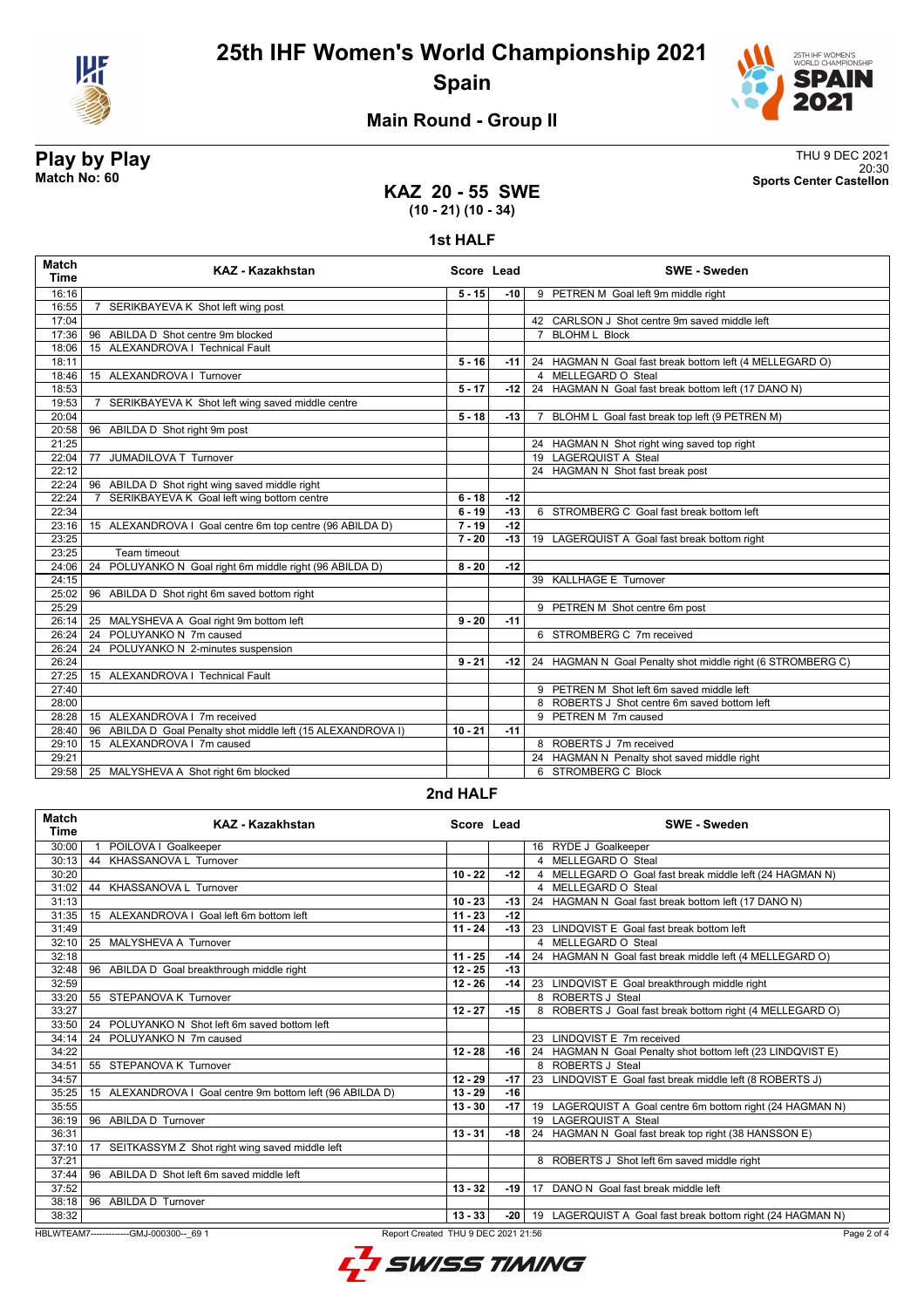# 25th IHF Women's World Championship 2021

## Spain

### Main Round - Group II

**Play by Play**
**Match No: 60**

THU 9 DEC 2021
20:30
**Sports Center Castellon**

## KAZ 20 - 55 SWE
**(10 - 21) (10 - 34)**

### 1st HALF

| Match Time | KAZ - Kazakhstan | Score | Lead | SWE - Sweden |
|---|---|---|---|---|
| 16:16 | | 5 - 15 | -10 | 9 PETREN M Goal left 9m middle right |
| 16:55 | 7 SERIKBAYEVA K Shot left wing post | | | |
| 17:04 | | | | 42 CARLSON J Shot centre 9m saved middle left |
| 17:36 | 96 ABILDA D Shot centre 9m blocked | | | 7 BLOHM L Block |
| 18:06 | 15 ALEXANDROVA I Technical Fault | | | |
| 18:11 | | 5 - 16 | -11 | 24 HAGMAN N Goal fast break bottom left (4 MELLEGARD O) |
| 18:46 | 15 ALEXANDROVA I Turnover | | | 4 MELLEGARD O Steal |
| 18:53 | | 5 - 17 | -12 | 24 HAGMAN N Goal fast break bottom left (17 DANO N) |
| 19:53 | 7 SERIKBAYEVA K Shot left wing saved middle centre | | | |
| 20:04 | | 5 - 18 | -13 | 7 BLOHM L Goal fast break top left (9 PETREN M) |
| 20:58 | 96 ABILDA D Shot right 9m post | | | |
| 21:25 | | | | 24 HAGMAN N Shot right wing saved top right |
| 22:04 | 77 JUMADILOVA T Turnover | | | 19 LAGERQUIST A Steal |
| 22:12 | | | | 24 HAGMAN N Shot fast break post |
| 22:24 | 96 ABILDA D Shot right wing saved middle right | | | |
| 22:24 | 7 SERIKBAYEVA K Goal left wing bottom centre | 6 - 18 | -12 | |
| 22:34 | | 6 - 19 | -13 | 6 STROMBERG C Goal fast break bottom left |
| 23:16 | 15 ALEXANDROVA I Goal centre 6m top centre (96 ABILDA D) | 7 - 19 | -12 | |
| 23:25 | | 7 - 20 | -13 | 19 LAGERQUIST A Goal fast break bottom right |
| 23:25 | Team timeout | | | |
| 24:06 | 24 POLUYANKO N Goal right 6m middle right (96 ABILDA D) | 8 - 20 | -12 | |
| 24:15 | | | | 39 KALLHAGE E Turnover |
| 25:02 | 96 ABILDA D Shot right 6m saved bottom right | | | |
| 25:29 | | | | 9 PETREN M Shot centre 6m post |
| 26:14 | 25 MALYSHEVA A Goal right 9m bottom left | 9 - 20 | -11 | |
| 26:24 | 24 POLUYANKO N 7m caused | | | 6 STROMBERG C 7m received |
| 26:24 | 24 POLUYANKO N 2-minutes suspension | | | |
| 26:24 | | 9 - 21 | -12 | 24 HAGMAN N Goal Penalty shot middle right (6 STROMBERG C) |
| 27:25 | 15 ALEXANDROVA I Technical Fault | | | |
| 27:40 | | | | 9 PETREN M Shot left 6m saved middle left |
| 28:00 | | | | 8 ROBERTS J Shot centre 6m saved bottom left |
| 28:28 | 15 ALEXANDROVA I 7m received | | | 9 PETREN M 7m caused |
| 28:40 | 96 ABILDA D Goal Penalty shot middle left (15 ALEXANDROVA I) | 10 - 21 | -11 | |
| 29:10 | 15 ALEXANDROVA I 7m caused | | | 8 ROBERTS J 7m received |
| 29:21 | | | | 24 HAGMAN N Penalty shot saved middle right |
| 29:58 | 25 MALYSHEVA A Shot right 6m blocked | | | 6 STROMBERG C Block |

### 2nd HALF

| Match Time | KAZ - Kazakhstan | Score | Lead | SWE - Sweden |
|---|---|---|---|---|
| 30:00 | 1 POILOVA I Goalkeeper | | | 16 RYDE J Goalkeeper |
| 30:13 | 44 KHASSANOVA L Turnover | | | 4 MELLEGARD O Steal |
| 30:20 | | 10 - 22 | -12 | 4 MELLEGARD O Goal fast break middle left (24 HAGMAN N) |
| 31:02 | 44 KHASSANOVA L Turnover | | | 4 MELLEGARD O Steal |
| 31:13 | | 10 - 23 | -13 | 24 HAGMAN N Goal fast break bottom left (17 DANO N) |
| 31:35 | 15 ALEXANDROVA I Goal left 6m bottom left | 11 - 23 | -12 | |
| 31:49 | | 11 - 24 | -13 | 23 LINDQVIST E Goal fast break bottom left |
| 32:10 | 25 MALYSHEVA A Turnover | | | 4 MELLEGARD O Steal |
| 32:18 | | 11 - 25 | -14 | 24 HAGMAN N Goal fast break middle left (4 MELLEGARD O) |
| 32:48 | 96 ABILDA D Goal breakthrough middle right | 12 - 25 | -13 | |
| 32:59 | | 12 - 26 | -14 | 23 LINDQVIST E Goal breakthrough middle right |
| 33:20 | 55 STEPANOVA K Turnover | | | 8 ROBERTS J Steal |
| 33:27 | | 12 - 27 | -15 | 8 ROBERTS J Goal fast break bottom right (4 MELLEGARD O) |
| 33:50 | 24 POLUYANKO N Shot left 6m saved bottom left | | | |
| 34:14 | 24 POLUYANKO N 7m caused | | | 23 LINDQVIST E 7m received |
| 34:22 | | 12 - 28 | -16 | 24 HAGMAN N Goal Penalty shot bottom left (23 LINDQVIST E) |
| 34:51 | 55 STEPANOVA K Turnover | | | 8 ROBERTS J Steal |
| 34:57 | | 12 - 29 | -17 | 23 LINDQVIST E Goal fast break middle left (8 ROBERTS J) |
| 35:25 | 15 ALEXANDROVA I Goal centre 9m bottom left (96 ABILDA D) | 13 - 29 | -16 | |
| 35:55 | | 13 - 30 | -17 | 19 LAGERQUIST A Goal centre 6m bottom right (24 HAGMAN N) |
| 36:19 | 96 ABILDA D Turnover | | | 19 LAGERQUIST A Steal |
| 36:31 | | 13 - 31 | -18 | 24 HAGMAN N Goal fast break top right (38 HANSSON E) |
| 37:10 | 17 SEITKASSYM Z Shot right wing saved middle left | | | |
| 37:21 | | | | 8 ROBERTS J Shot left 6m saved middle right |
| 37:44 | 96 ABILDA D Shot left 6m saved middle left | | | |
| 37:52 | | 13 - 32 | -19 | 17 DANO N Goal fast break middle left |
| 38:18 | 96 ABILDA D Turnover | | | |
| 38:32 | | 13 - 33 | -20 | 19 LAGERQUIST A Goal fast break bottom right (24 HAGMAN N) |

HBLWTEAM7-------------GMJ-000300--_69 1 Report Created THU 9 DEC 2021 21:56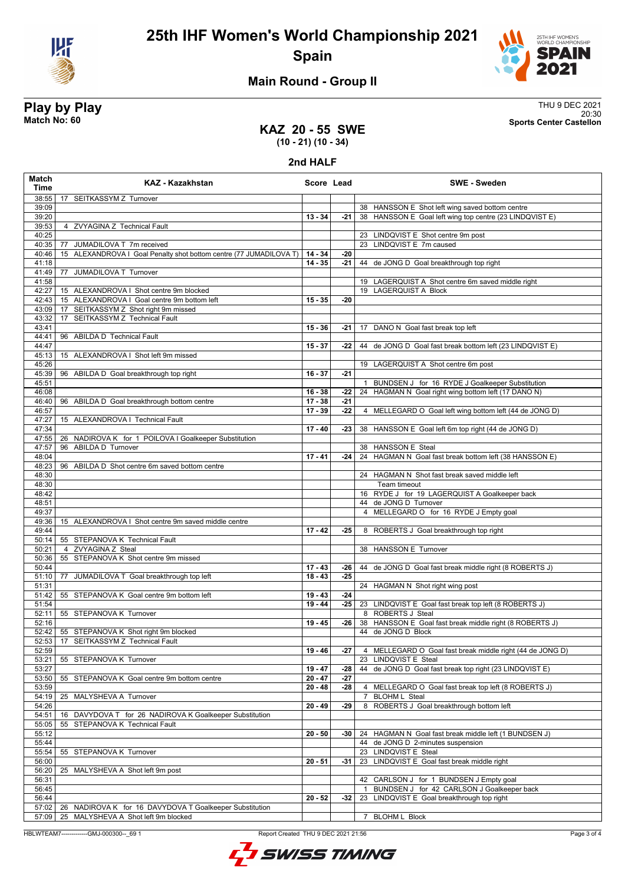# 25th IHF Women's World Championship 2021

## Spain

### Main Round - Group II

**Play by Play**
**Match No: 60**

THU 9 DEC 2021
20:30
**Sports Center Castellon**

## KAZ 20 - 55 SWE
**(10 - 21) (10 - 34)**

### 2nd HALF

| Match Time | KAZ - Kazakhstan | Score | Lead | SWE - Sweden |
|---|---|---|---|---|
| 38:55 | 17 SEITKASSYM Z Turnover | | | |
| 39:09 | | | | 38 HANSSON E Shot left wing saved bottom centre |
| 39:20 | | 13 - 34 | -21 | 38 HANSSON E Goal left wing top centre (23 LINDQVIST E) |
| 39:53 | 4 ZVYAGINA Z Technical Fault | | | |
| 40:25 | | | | 23 LINDQVIST E Shot centre 9m post |
| 40:35 | 77 JUMADILOVA T 7m received | | | 23 LINDQVIST E 7m caused |
| 40:46 | 15 ALEXANDROVA I Goal Penalty shot bottom centre (77 JUMADILOVA T) | 14 - 34 | -20 | |
| 41:18 | | 14 - 35 | -21 | 44 de JONG D Goal breakthrough top right |
| 41:49 | 77 JUMADILOVA T Turnover | | | |
| 41:58 | | | | 19 LAGERQUIST A Shot centre 6m saved middle right |
| 42:27 | 15 ALEXANDROVA I Shot centre 9m blocked | | | 19 LAGERQUIST A Block |
| 42:43 | 15 ALEXANDROVA I Goal centre 9m bottom left | 15 - 35 | -20 | |
| 43:09 | 17 SEITKASSYM Z Shot right 9m missed | | | |
| 43:32 | 17 SEITKASSYM Z Technical Fault | | | |
| 43:41 | | 15 - 36 | -21 | 17 DANO N Goal fast break top left |
| 44:41 | 96 ABILDA D Technical Fault | | | |
| 44:47 | | 15 - 37 | -22 | 44 de JONG D Goal fast break bottom left (23 LINDQVIST E) |
| 45:13 | 15 ALEXANDROVA I Shot left 9m missed | | | |
| 45:26 | | | | 19 LAGERQUIST A Shot centre 6m post |
| 45:39 | 96 ABILDA D Goal breakthrough top right | 16 - 37 | -21 | |
| 45:51 | | | | 1 BUNDSEN J for 16 RYDE J Goalkeeper Substitution |
| 46:08 | | 16 - 38 | -22 | 24 HAGMAN N Goal right wing bottom left (17 DANO N) |
| 46:40 | 96 ABILDA D Goal breakthrough bottom centre | 17 - 38 | -21 | |
| 46:57 | | 17 - 39 | -22 | 4 MELLEGARD O Goal left wing bottom left (44 de JONG D) |
| 47:27 | 15 ALEXANDROVA I Technical Fault | | | |
| 47:34 | | 17 - 40 | -23 | 38 HANSSON E Goal left 6m top right (44 de JONG D) |
| 47:55 | 26 NADIROVA K for 1 POILOVA I Goalkeeper Substitution | | | |
| 47:57 | 96 ABILDA D Turnover | | | 38 HANSSON E Steal |
| 48:04 | | 17 - 41 | -24 | 24 HAGMAN N Goal fast break bottom left (38 HANSSON E) |
| 48:23 | 96 ABILDA D Shot centre 6m saved bottom centre | | | |
| 48:30 | | | | 24 HAGMAN N Shot fast break saved middle left |
| 48:30 | | | | Team timeout |
| 48:42 | | | | 16 RYDE J for 19 LAGERQUIST A Goalkeeper back |
| 48:51 | | | | 44 de JONG D Turnover |
| 49:37 | | | | 4 MELLEGARD O for 16 RYDE J Empty goal |
| 49:36 | 15 ALEXANDROVA I Shot centre 9m saved middle centre | | | |
| 49:44 | | 17 - 42 | -25 | 8 ROBERTS J Goal breakthrough top right |
| 50:14 | 55 STEPANOVA K Technical Fault | | | |
| 50:21 | 4 ZVYAGINA Z Steal | | | 38 HANSSON E Turnover |
| 50:36 | 55 STEPANOVA K Shot centre 9m missed | | | |
| 50:44 | | 17 - 43 | -26 | 44 de JONG D Goal fast break middle right (8 ROBERTS J) |
| 51:10 | 77 JUMADILOVA T Goal breakthrough top left | 18 - 43 | -25 | |
| 51:31 | | | | 24 HAGMAN N Shot right wing post |
| 51:42 | 55 STEPANOVA K Goal centre 9m bottom left | 19 - 43 | -24 | |
| 51:54 | | 19 - 44 | -25 | 23 LINDQVIST E Goal fast break top left (8 ROBERTS J) |
| 52:11 | 55 STEPANOVA K Turnover | | | 8 ROBERTS J Steal |
| 52:16 | | 19 - 45 | -26 | 38 HANSSON E Goal fast break middle right (8 ROBERTS J) |
| 52:42 | 55 STEPANOVA K Shot right 9m blocked | | | 44 de JONG D Block |
| 52:53 | 17 SEITKASSYM Z Technical Fault | | | |
| 52:59 | | 19 - 46 | -27 | 4 MELLEGARD O Goal fast break middle right (44 de JONG D) |
| 53:21 | 55 STEPANOVA K Turnover | | | 23 LINDQVIST E Steal |
| 53:27 | | 19 - 47 | -28 | 44 de JONG D Goal fast break top right (23 LINDQVIST E) |
| 53:50 | 55 STEPANOVA K Goal centre 9m bottom centre | 20 - 47 | -27 | |
| 53:59 | | 20 - 48 | -28 | 4 MELLEGARD O Goal fast break top left (8 ROBERTS J) |
| 54:19 | 25 MALYSHEVA A Turnover | | | 7 BLOHM L Steal |
| 54:26 | | 20 - 49 | -29 | 8 ROBERTS J Goal breakthrough bottom left |
| 54:51 | 16 DAVYDOVA T for 26 NADIROVA K Goalkeeper Substitution | | | |
| 55:05 | 55 STEPANOVA K Technical Fault | | | |
| 55:12 | | 20 - 50 | -30 | 24 HAGMAN N Goal fast break middle left (1 BUNDSEN J) |
| 55:44 | | | | 44 de JONG D 2-minutes suspension |
| 55:54 | 55 STEPANOVA K Turnover | | | 23 LINDQVIST E Steal |
| 56:00 | | 20 - 51 | -31 | 23 LINDQVIST E Goal fast break middle right |
| 56:20 | 25 MALYSHEVA A Shot left 9m post | | | |
| 56:31 | | | | 42 CARLSON J for 1 BUNDSEN J Empty goal |
| 56:45 | | | | 1 BUNDSEN J for 42 CARLSON J Goalkeeper back |
| 56:44 | | 20 - 52 | -32 | 23 LINDQVIST E Goal breakthrough top right |
| 57:02 | 26 NADIROVA K for 16 DAVYDOVA T Goalkeeper Substitution | | | |
| 57:09 | 25 MALYSHEVA A Shot left 9m blocked | | | 7 BLOHM L Block |

HBLWTEAM7-------------GMJ-000300--_69 1 Report Created THU 9 DEC 2021 21:56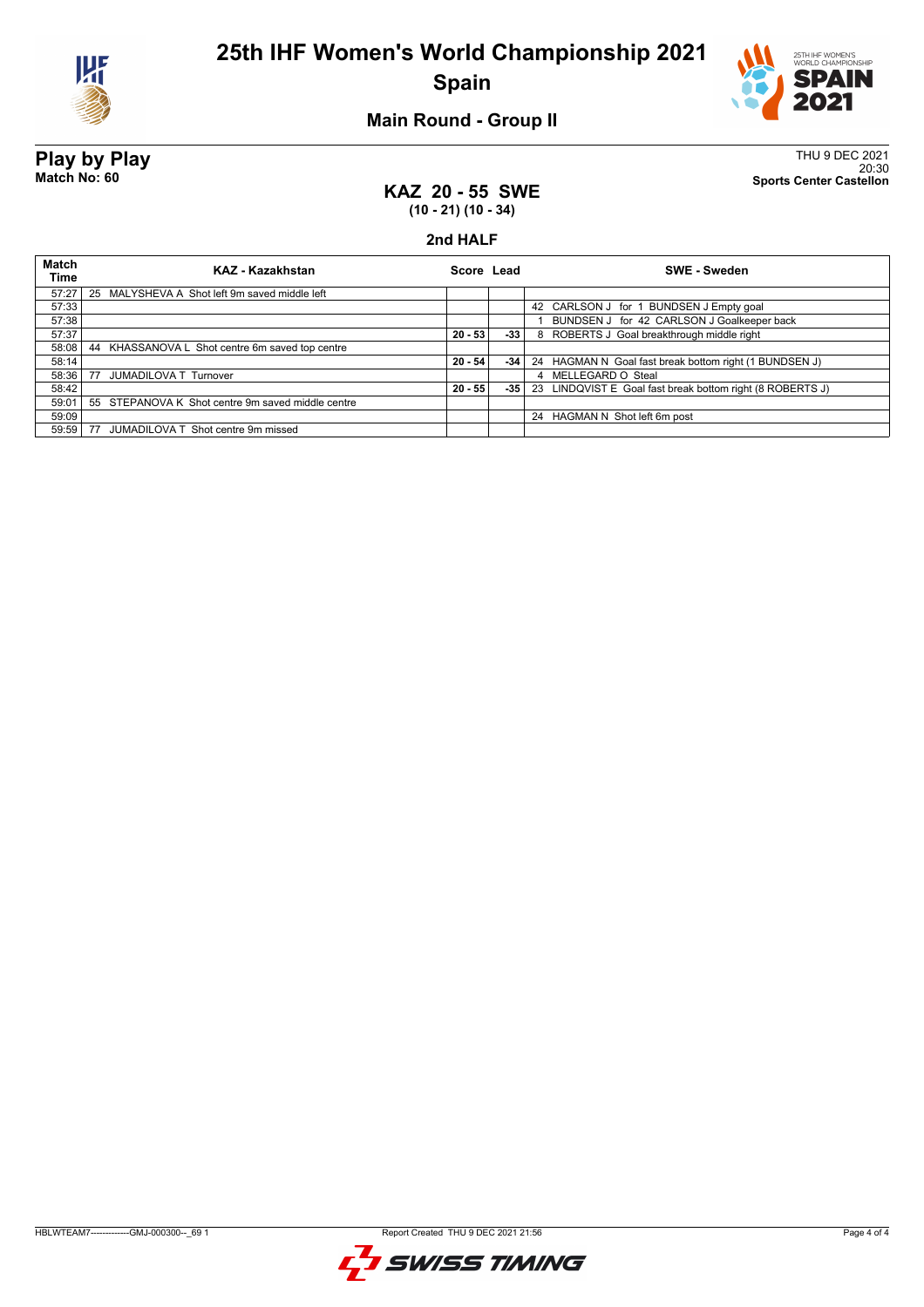# 25th IHF Women's World Championship 2021

**Spain**

## Main Round - Group II

**Play by Play**
**Match No: 60**

THU 9 DEC 2021
20:30
**Sports Center Castellon**

### KAZ 20 - 55 SWE

**(10 - 21) (10 - 34)**

### 2nd HALF

| Match Time | KAZ - Kazakhstan | Score | Lead | SWE - Sweden |
|---|---|---|---|---|
| 57:27 | 25 MALYSHEVA A Shot left 9m saved middle left | | | |
| 57:33 | | | | 42 CARLSON J for 1 BUNDSEN J Empty goal |
| 57:38 | | | | 1 BUNDSEN J for 42 CARLSON J Goalkeeper back |
| 57:37 | | 20 - 53 | -33 | 8 ROBERTS J Goal breakthrough middle right |
| 58:08 | 44 KHASSANOVA L Shot centre 6m saved top centre | | | |
| 58:14 | | 20 - 54 | -34 | 24 HAGMAN N Goal fast break bottom right (1 BUNDSEN J) |
| 58:36 | 77 JUMADILOVA T Turnover | | | 4 MELLEGARD O Steal |
| 58:42 | | 20 - 55 | -35 | 23 LINDQVIST E Goal fast break bottom right (8 ROBERTS J) |
| 59:01 | 55 STEPANOVA K Shot centre 9m saved middle centre | | | |
| 59:09 | | | | 24 HAGMAN N Shot left 6m post |
| 59:59 | 77 JUMADILOVA T Shot centre 9m missed | | | |

HBLWTEAM7-------------GMJ-000300--_69 1 Report Created THU 9 DEC 2021 21:56